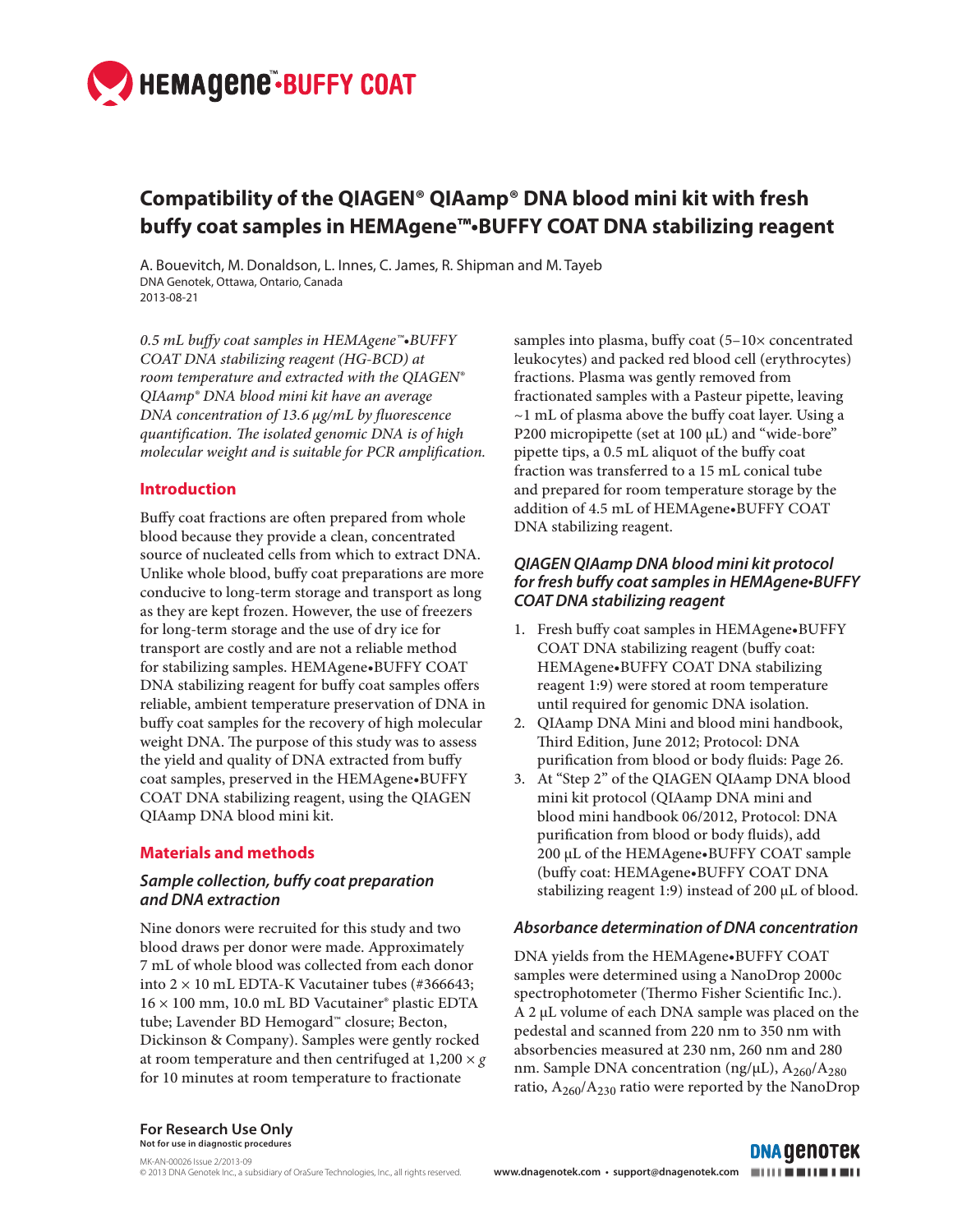# Compatibility of the QIAGEN® QIAamp® DNA blood mini kit with fresh buffy coat samples in HEMAgene™•BUFFY COAT DNA stabilizing reagent

A. Bouevitch, M. Donaldson, L. Innes, C. James, R. Shipman and M. Tayeb
DNA Genotek, Ottawa, Ontario, Canada
2013-08-21

*0.5 mL buffy coat samples in HEMAgene™•BUFFY COAT DNA stabilizing reagent (HG-BCD) at room temperature and extracted with the QIAGEN® QIAamp® DNA blood mini kit have an average DNA concentration of 13.6 μg/mL by fluorescence quantification. The isolated genomic DNA is of high molecular weight and is suitable for PCR amplification.*

## Introduction

Buffy coat fractions are often prepared from whole blood because they provide a clean, concentrated source of nucleated cells from which to extract DNA. Unlike whole blood, buffy coat preparations are more conducive to long-term storage and transport as long as they are kept frozen. However, the use of freezers for long-term storage and the use of dry ice for transport are costly and are not a reliable method for stabilizing samples. HEMAgene•BUFFY COAT DNA stabilizing reagent for buffy coat samples offers reliable, ambient temperature preservation of DNA in buffy coat samples for the recovery of high molecular weight DNA. The purpose of this study was to assess the yield and quality of DNA extracted from buffy coat samples, preserved in the HEMAgene•BUFFY COAT DNA stabilizing reagent, using the QIAGEN QIAamp DNA blood mini kit.

## Materials and methods

### *Sample collection, buffy coat preparation and DNA extraction*

Nine donors were recruited for this study and two blood draws per donor were made. Approximately 7 mL of whole blood was collected from each donor into 2 × 10 mL EDTA-K Vacutainer tubes (#366643; 16 × 100 mm, 10.0 mL BD Vacutainer® plastic EDTA tube; Lavender BD Hemogard™ closure; Becton, Dickinson & Company). Samples were gently rocked at room temperature and then centrifuged at 1,200 × *g* for 10 minutes at room temperature to fractionate samples into plasma, buffy coat (5–10× concentrated leukocytes) and packed red blood cell (erythrocytes) fractions. Plasma was gently removed from fractionated samples with a Pasteur pipette, leaving ~1 mL of plasma above the buffy coat layer. Using a P200 micropipette (set at 100 μL) and "wide-bore" pipette tips, a 0.5 mL aliquot of the buffy coat fraction was transferred to a 15 mL conical tube and prepared for room temperature storage by the addition of 4.5 mL of HEMAgene•BUFFY COAT DNA stabilizing reagent.

### *QIAGEN QIAamp DNA blood mini kit protocol for fresh buffy coat samples in HEMAgene•BUFFY COAT DNA stabilizing reagent*

1. Fresh buffy coat samples in HEMAgene•BUFFY COAT DNA stabilizing reagent (buffy coat: HEMAgene•BUFFY COAT DNA stabilizing reagent 1:9) were stored at room temperature until required for genomic DNA isolation.
2. QIAamp DNA Mini and blood mini handbook, Third Edition, June 2012; Protocol: DNA purification from blood or body fluids: Page 26.
3. At "Step 2" of the QIAGEN QIAamp DNA blood mini kit protocol (QIAamp DNA mini and blood mini handbook 06/2012, Protocol: DNA purification from blood or body fluids), add 200 μL of the HEMAgene•BUFFY COAT sample (buffy coat: HEMAgene•BUFFY COAT DNA stabilizing reagent 1:9) instead of 200 μL of blood.

### *Absorbance determination of DNA concentration*

DNA yields from the HEMAgene•BUFFY COAT samples were determined using a NanoDrop 2000c spectrophotometer (Thermo Fisher Scientific Inc.). A 2 μL volume of each DNA sample was placed on the pedestal and scanned from 220 nm to 350 nm with absorbencies measured at 230 nm, 260 nm and 280 nm. Sample DNA concentration (ng/μL), $A_{260}/A_{280}$ ratio, $A_{260}/A_{230}$ ratio were reported by the NanoDrop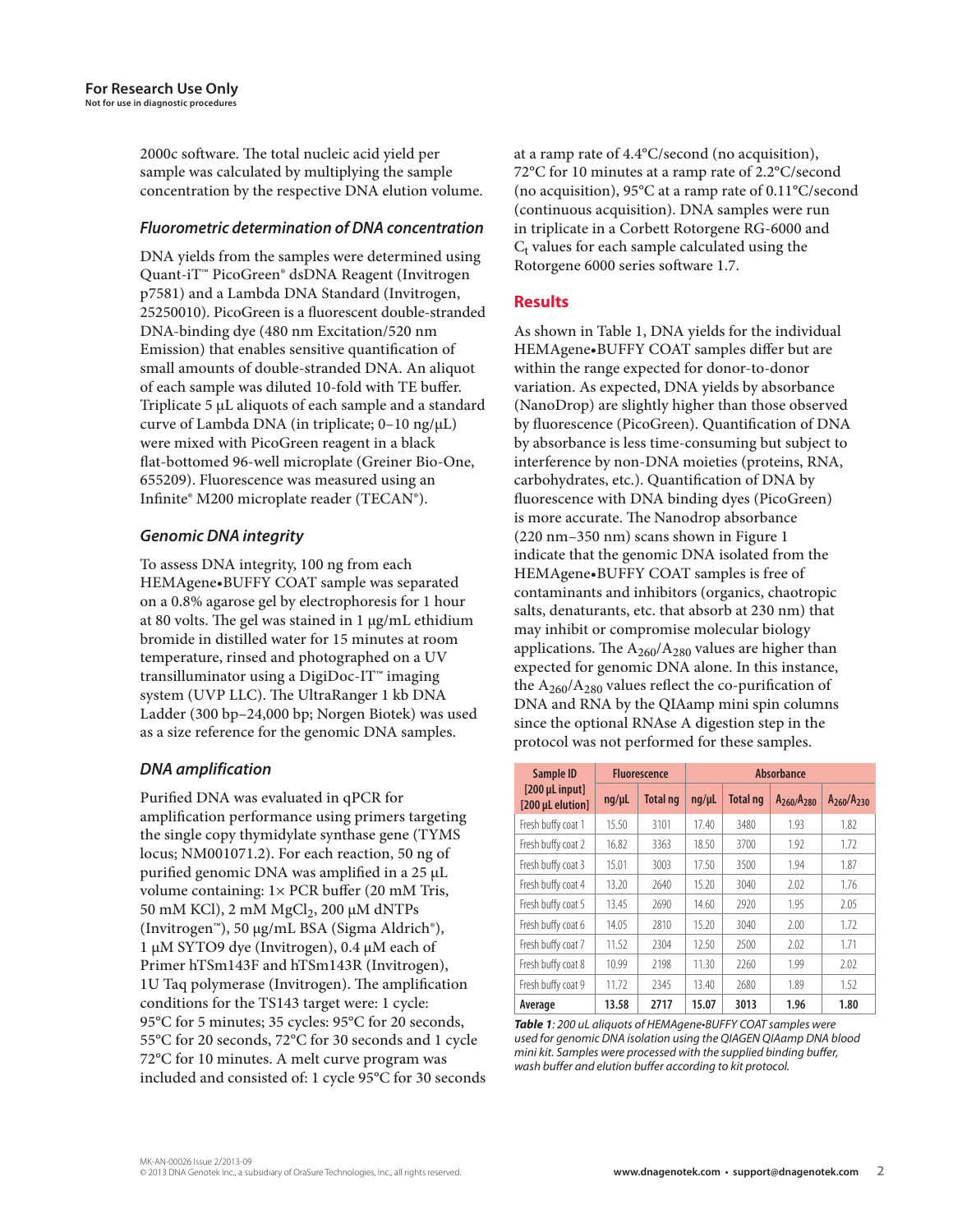2000c software. The total nucleic acid yield per sample was calculated by multiplying the sample concentration by the respective DNA elution volume.

### *Fluorometric determination of DNA concentration*

DNA yields from the samples were determined using Quant-iT™ PicoGreen® dsDNA Reagent (Invitrogen p7581) and a Lambda DNA Standard (Invitrogen, 25250010). PicoGreen is a fluorescent double-stranded DNA-binding dye (480 nm Excitation/520 nm Emission) that enables sensitive quantification of small amounts of double-stranded DNA. An aliquot of each sample was diluted 10-fold with TE buffer. Triplicate 5 µL aliquots of each sample and a standard curve of Lambda DNA (in triplicate; 0–10 ng/µL) were mixed with PicoGreen reagent in a black flat-bottomed 96-well microplate (Greiner Bio-One, 655209). Fluorescence was measured using an Infinite® M200 microplate reader (TECAN®).

### *Genomic DNA integrity*

To assess DNA integrity, 100 ng from each HEMAgene•BUFFY COAT sample was separated on a 0.8% agarose gel by electrophoresis for 1 hour at 80 volts. The gel was stained in 1 µg/mL ethidium bromide in distilled water for 15 minutes at room temperature, rinsed and photographed on a UV transilluminator using a DigiDoc-IT™ imaging system (UVP LLC). The UltraRanger 1 kb DNA Ladder (300 bp–24,000 bp; Norgen Biotek) was used as a size reference for the genomic DNA samples.

### *DNA amplification*

Purified DNA was evaluated in qPCR for amplification performance using primers targeting the single copy thymidylate synthase gene (TYMS locus; NM001071.2). For each reaction, 50 ng of purified genomic DNA was amplified in a 25 µL volume containing: 1× PCR buffer (20 mM Tris, 50 mM KCl), 2 mM $MgCl_2$, 200 µM dNTPs (Invitrogen™), 50 µg/mL BSA (Sigma Aldrich®), 1 µM SYTO9 dye (Invitrogen), 0.4 µM each of Primer hTSm143F and hTSm143R (Invitrogen), 1U Taq polymerase (Invitrogen). The amplification conditions for the TS143 target were: 1 cycle: 95°C for 5 minutes; 35 cycles: 95°C for 20 seconds, 55°C for 20 seconds, 72°C for 30 seconds and 1 cycle 72°C for 10 minutes. A melt curve program was included and consisted of: 1 cycle 95°C for 30 seconds at a ramp rate of 4.4°C/second (no acquisition), 72°C for 10 minutes at a ramp rate of 2.2°C/second (no acquisition), 95°C at a ramp rate of 0.11°C/second (continuous acquisition). DNA samples were run in triplicate in a Corbett Rotorgene RG-6000 and $C_t$ values for each sample calculated using the Rotorgene 6000 series software 1.7.

## Results

As shown in Table 1, DNA yields for the individual HEMAgene•BUFFY COAT samples differ but are within the range expected for donor-to-donor variation. As expected, DNA yields by absorbance (NanoDrop) are slightly higher than those observed by fluorescence (PicoGreen). Quantification of DNA by absorbance is less time-consuming but subject to interference by non-DNA moieties (proteins, RNA, carbohydrates, etc.). Quantification of DNA by fluorescence with DNA binding dyes (PicoGreen) is more accurate. The Nanodrop absorbance (220 nm–350 nm) scans shown in Figure 1 indicate that the genomic DNA isolated from the HEMAgene•BUFFY COAT samples is free of contaminants and inhibitors (organics, chaotropic salts, denaturants, etc. that absorb at 230 nm) that may inhibit or compromise molecular biology applications. The $A_{260}/A_{280}$ values are higher than expected for genomic DNA alone. In this instance, the $A_{260}/A_{280}$ values reflect the co-purification of DNA and RNA by the QIAamp mini spin columns since the optional RNAse A digestion step in the protocol was not performed for these samples.

| Sample ID [200 µL input] [200 µL elution] | Fluorescence | | Absorbance | | | |
|---|---|---|---|---|---|---|
| | ng/µL | Total ng | ng/µL | Total ng | $A_{260}/A_{280}$ | $A_{260}/A_{230}$ |
| Fresh buffy coat 1 | 15.50 | 3101 | 17.40 | 3480 | 1.93 | 1.82 |
| Fresh buffy coat 2 | 16.82 | 3363 | 18.50 | 3700 | 1.92 | 1.72 |
| Fresh buffy coat 3 | 15.01 | 3003 | 17.50 | 3500 | 1.94 | 1.87 |
| Fresh buffy coat 4 | 13.20 | 2640 | 15.20 | 3040 | 2.02 | 1.76 |
| Fresh buffy coat 5 | 13.45 | 2690 | 14.60 | 2920 | 1.95 | 2.05 |
| Fresh buffy coat 6 | 14.05 | 2810 | 15.20 | 3040 | 2.00 | 1.72 |
| Fresh buffy coat 7 | 11.52 | 2304 | 12.50 | 2500 | 2.02 | 1.71 |
| Fresh buffy coat 8 | 10.99 | 2198 | 11.30 | 2260 | 1.99 | 2.02 |
| Fresh buffy coat 9 | 11.72 | 2345 | 13.40 | 2680 | 1.89 | 1.52 |
| **Average** | **13.58** | **2717** | **15.07** | **3013** | **1.96** | **1.80** |

***Table 1****: 200 uL aliquots of HEMAgene•BUFFY COAT samples were used for genomic DNA isolation using the QIAGEN QIAamp DNA blood mini kit. Samples were processed with the supplied binding buffer, wash buffer and elution buffer according to kit protocol.*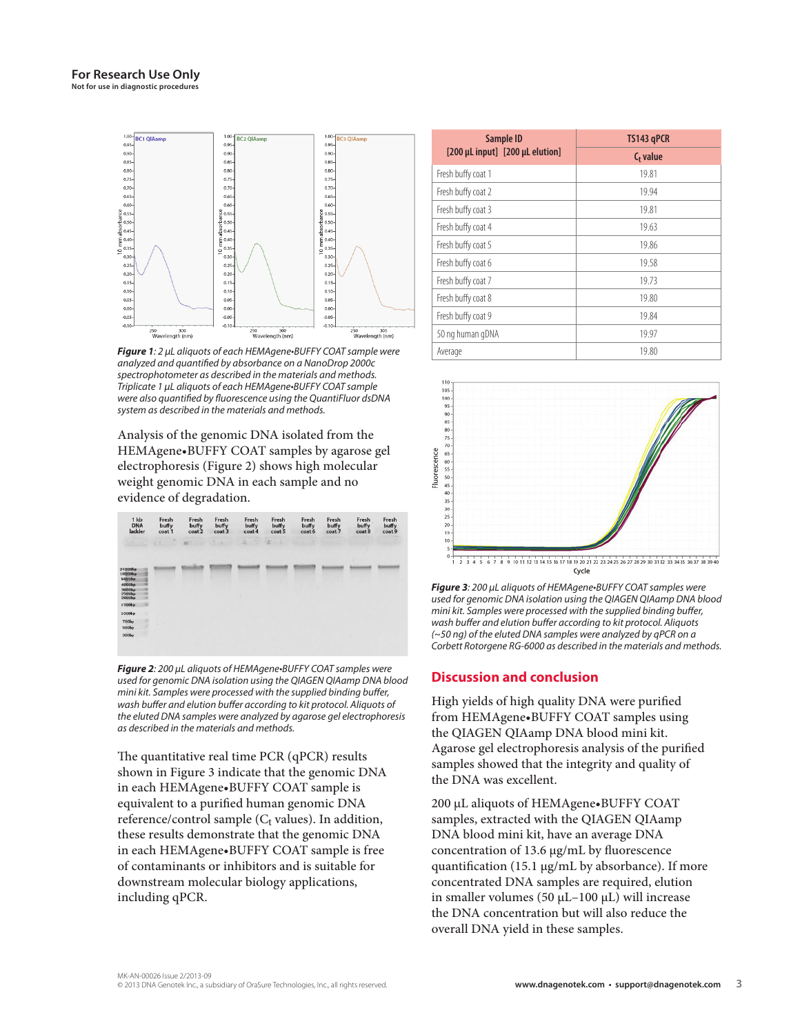**For Research Use Only**
**Not for use in diagnostic procedures**

***Figure 1**: 2 µL aliquots of each HEMAgene•BUFFY COAT sample were analyzed and quantified by absorbance on a NanoDrop 2000c spectrophotometer as described in the materials and methods. Triplicate 1 µL aliquots of each HEMAgene•BUFFY COAT sample were also quantified by fluorescence using the QuantiFluor dsDNA system as described in the materials and methods.*

Analysis of the genomic DNA isolated from the HEMAgene•BUFFY COAT samples by agarose gel electrophoresis (Figure 2) shows high molecular weight genomic DNA in each sample and no evidence of degradation.

***Figure 2**: 200 µL aliquots of HEMAgene•BUFFY COAT samples were used for genomic DNA isolation using the QIAGEN QIAamp DNA blood mini kit. Samples were processed with the supplied binding buffer, wash buffer and elution buffer according to kit protocol. Aliquots of the eluted DNA samples were analyzed by agarose gel electrophoresis as described in the materials and methods.*

The quantitative real time PCR (qPCR) results shown in Figure 3 indicate that the genomic DNA in each HEMAgene•BUFFY COAT sample is equivalent to a purified human genomic DNA reference/control sample ($C_t$ values). In addition, these results demonstrate that the genomic DNA in each HEMAgene•BUFFY COAT sample is free of contaminants or inhibitors and is suitable for downstream molecular biology applications, including qPCR.

| Sample ID [200 µL input] [200 µL elution] | TS143 qPCR $C_t$ value |
|---|---|
| Fresh buffy coat 1 | 19.81 |
| Fresh buffy coat 2 | 19.94 |
| Fresh buffy coat 3 | 19.81 |
| Fresh buffy coat 4 | 19.63 |
| Fresh buffy coat 5 | 19.86 |
| Fresh buffy coat 6 | 19.58 |
| Fresh buffy coat 7 | 19.73 |
| Fresh buffy coat 8 | 19.80 |
| Fresh buffy coat 9 | 19.84 |
| 50 ng human gDNA | 19.97 |
| Average | 19.80 |

***Figure 3**: 200 µL aliquots of HEMAgene•BUFFY COAT samples were used for genomic DNA isolation using the QIAGEN QIAamp DNA blood mini kit. Samples were processed with the supplied binding buffer, wash buffer and elution buffer according to kit protocol. Aliquots (~50 ng) of the eluted DNA samples were analyzed by qPCR on a Corbett Rotorgene RG-6000 as described in the materials and methods.*

## Discussion and conclusion

High yields of high quality DNA were purified from HEMAgene•BUFFY COAT samples using the QIAGEN QIAamp DNA blood mini kit. Agarose gel electrophoresis analysis of the purified samples showed that the integrity and quality of the DNA was excellent.

200 µL aliquots of HEMAgene•BUFFY COAT samples, extracted with the QIAGEN QIAamp DNA blood mini kit, have an average DNA concentration of 13.6 µg/mL by fluorescence quantification (15.1 µg/mL by absorbance). If more concentrated DNA samples are required, elution in smaller volumes (50 µL–100 µL) will increase the DNA concentration but will also reduce the overall DNA yield in these samples.

MK-AN-00026 Issue 2/2013-09
© 2013 DNA Genotek Inc., a subsidiary of OraSure Technologies, Inc., all rights reserved.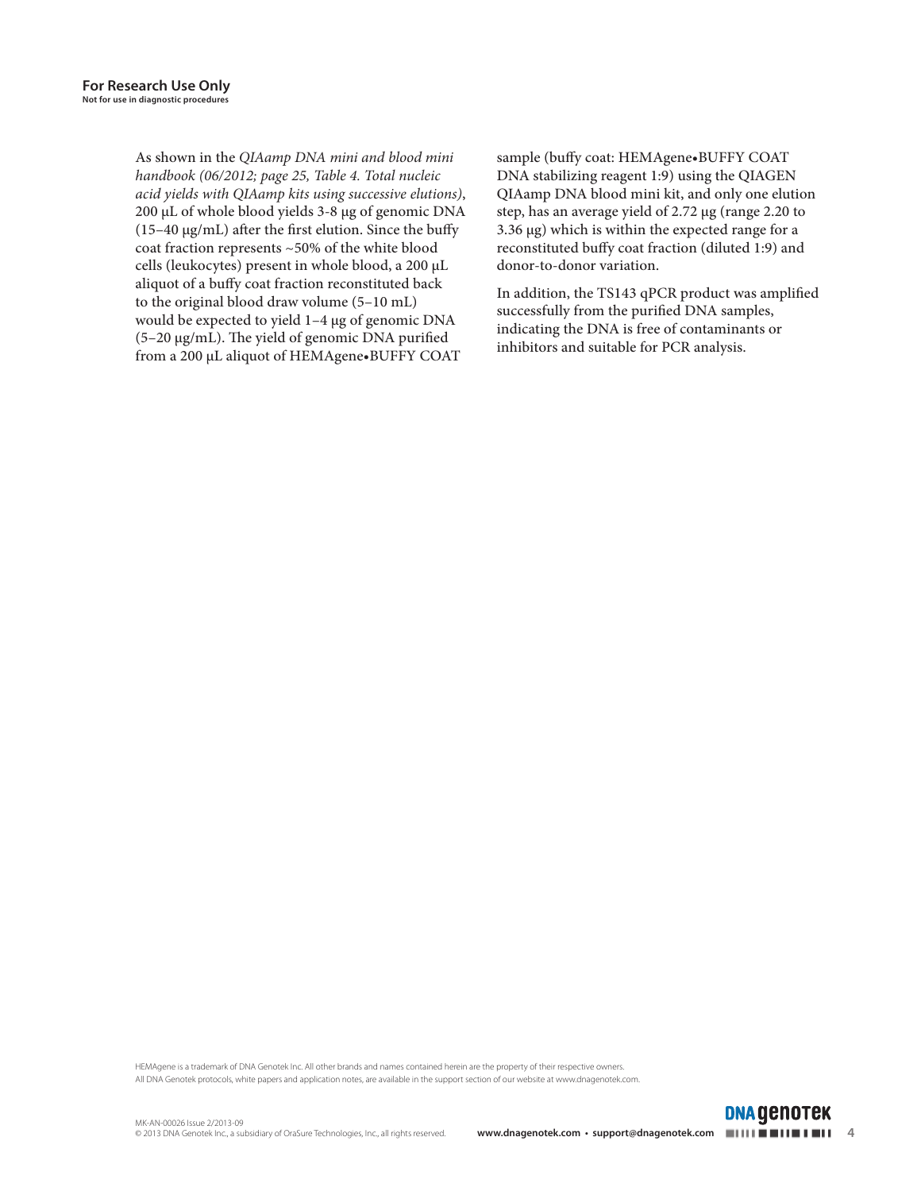As shown in the *QIAamp DNA mini and blood mini handbook (06/2012; page 25, Table 4. Total nucleic acid yields with QIAamp kits using successive elutions)*, 200 µL of whole blood yields 3-8 µg of genomic DNA (15–40 µg/mL) after the first elution. Since the buffy coat fraction represents ~50% of the white blood cells (leukocytes) present in whole blood, a 200 µL aliquot of a buffy coat fraction reconstituted back to the original blood draw volume (5–10 mL) would be expected to yield 1–4 µg of genomic DNA (5–20 µg/mL). The yield of genomic DNA purified from a 200 µL aliquot of HEMAgene•BUFFY COAT sample (buffy coat: HEMAgene•BUFFY COAT DNA stabilizing reagent 1:9) using the QIAGEN QIAamp DNA blood mini kit, and only one elution step, has an average yield of 2.72 µg (range 2.20 to 3.36 µg) which is within the expected range for a reconstituted buffy coat fraction (diluted 1:9) and donor-to-donor variation.

In addition, the TS143 qPCR product was amplified successfully from the purified DNA samples, indicating the DNA is free of contaminants or inhibitors and suitable for PCR analysis.

HEMAgene is a trademark of DNA Genotek Inc. All other brands and names contained herein are the property of their respective owners.
All DNA Genotek protocols, white papers and application notes, are available in the support section of our website at www.dnagenotek.com.

MK-AN-00026 Issue 2/2013-09
© 2013 DNA Genotek Inc., a subsidiary of OraSure Technologies, Inc., all rights reserved.

www.dnagenotek.com • support@dnagenotek.com